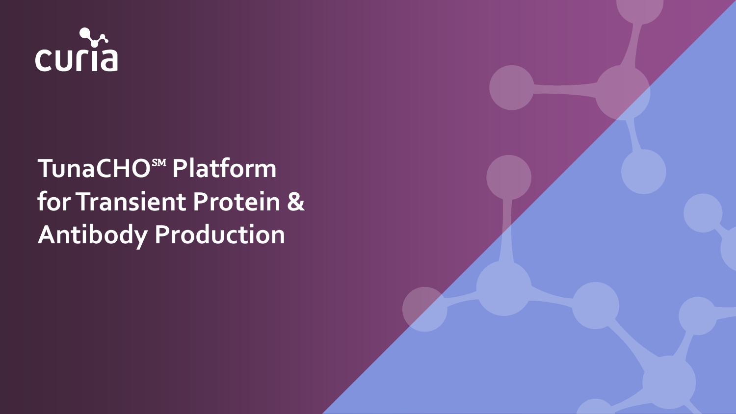curia

# TunaCHO℠ Platform for Transient Protein & Antibody Production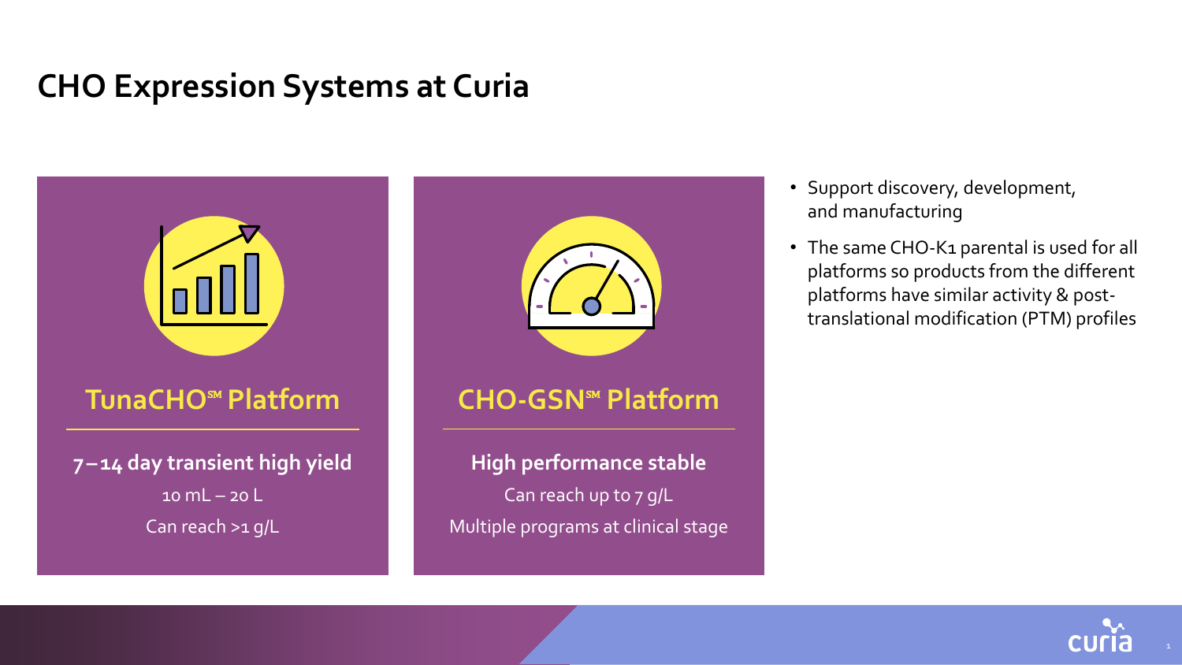# CHO Expression Systems at Curia

## TunaCHO℠ Platform

**7–14 day transient high yield**

10 mL – 20 L

Can reach >1 g/L

## CHO-GSN℠ Platform

**High performance stable**

Can reach up to 7 g/L

Multiple programs at clinical stage

- Support discovery, development, and manufacturing
- The same CHO-K1 parental is used for all platforms so products from the different platforms have similar activity & post-translational modification (PTM) profiles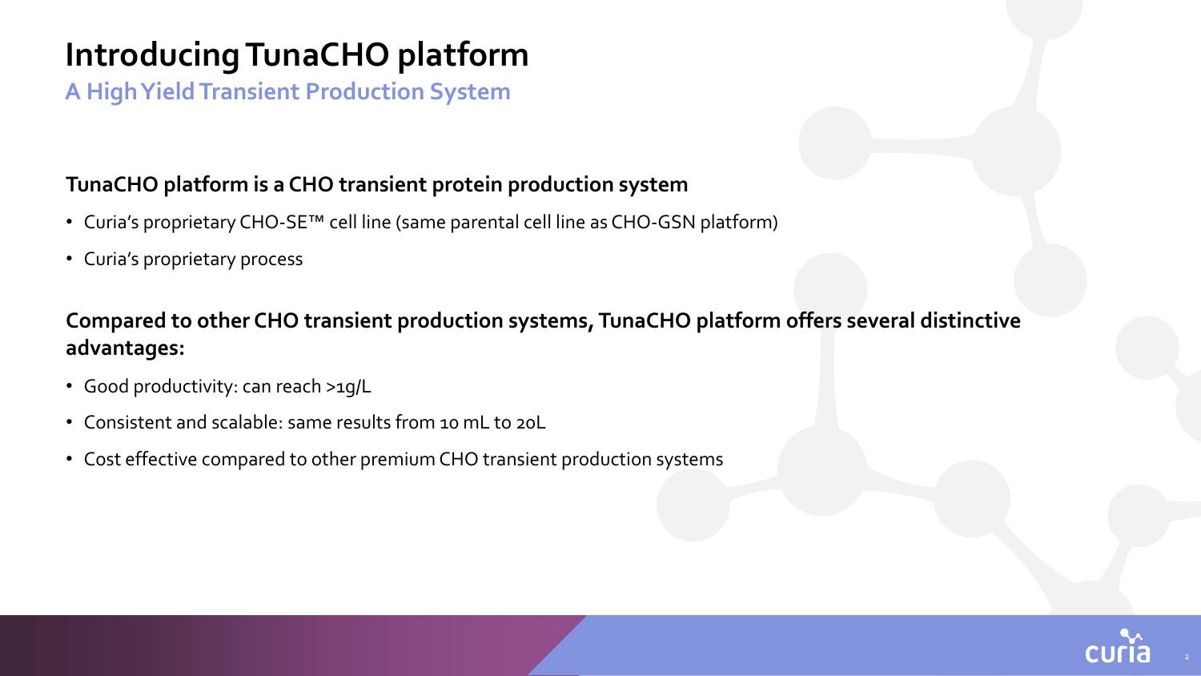# Introducing TunaCHO platform

## A High Yield Transient Production System

**TunaCHO platform is a CHO transient protein production system**

- Curia's proprietary CHO-SE™ cell line (same parental cell line as CHO-GSN platform)
- Curia's proprietary process

**Compared to other CHO transient production systems, TunaCHO platform offers several distinctive advantages:**

- Good productivity: can reach >1g/L
- Consistent and scalable: same results from 10 mL to 20L
- Cost effective compared to other premium CHO transient production systems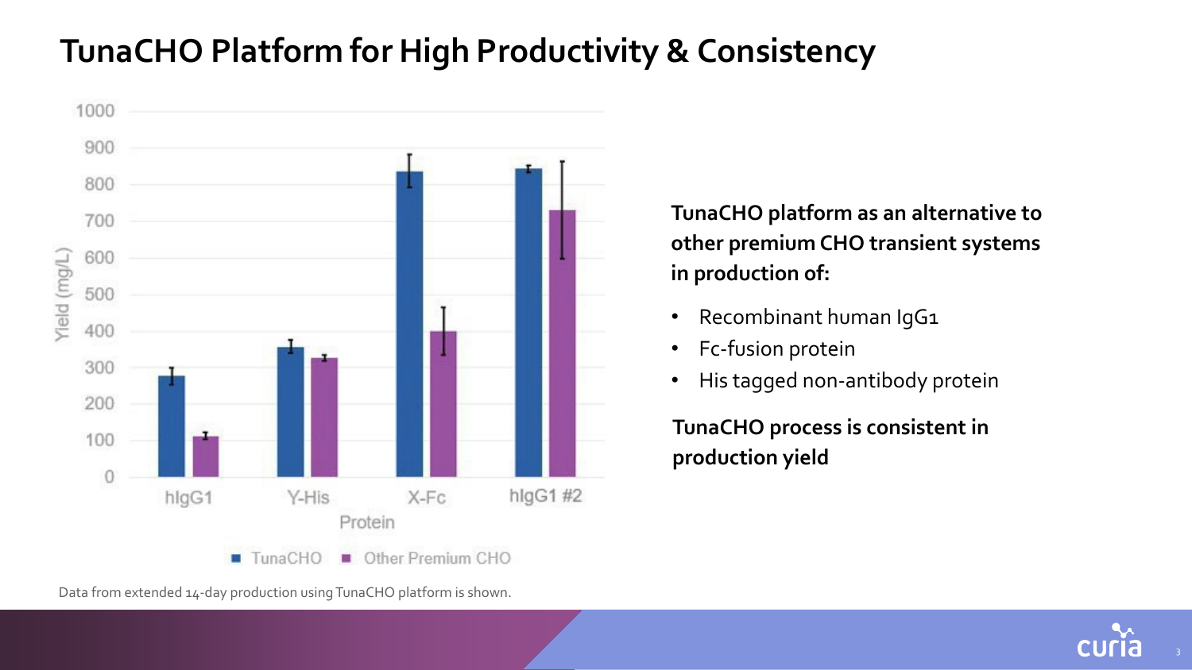# TunaCHO Platform for High Productivity & Consistency

Data from extended 14-day production using TunaCHO platform is shown.

**TunaCHO platform as an alternative to other premium CHO transient systems in production of:**

- Recombinant human IgG1
- Fc-fusion protein
- His tagged non-antibody protein

**TunaCHO process is consistent in production yield**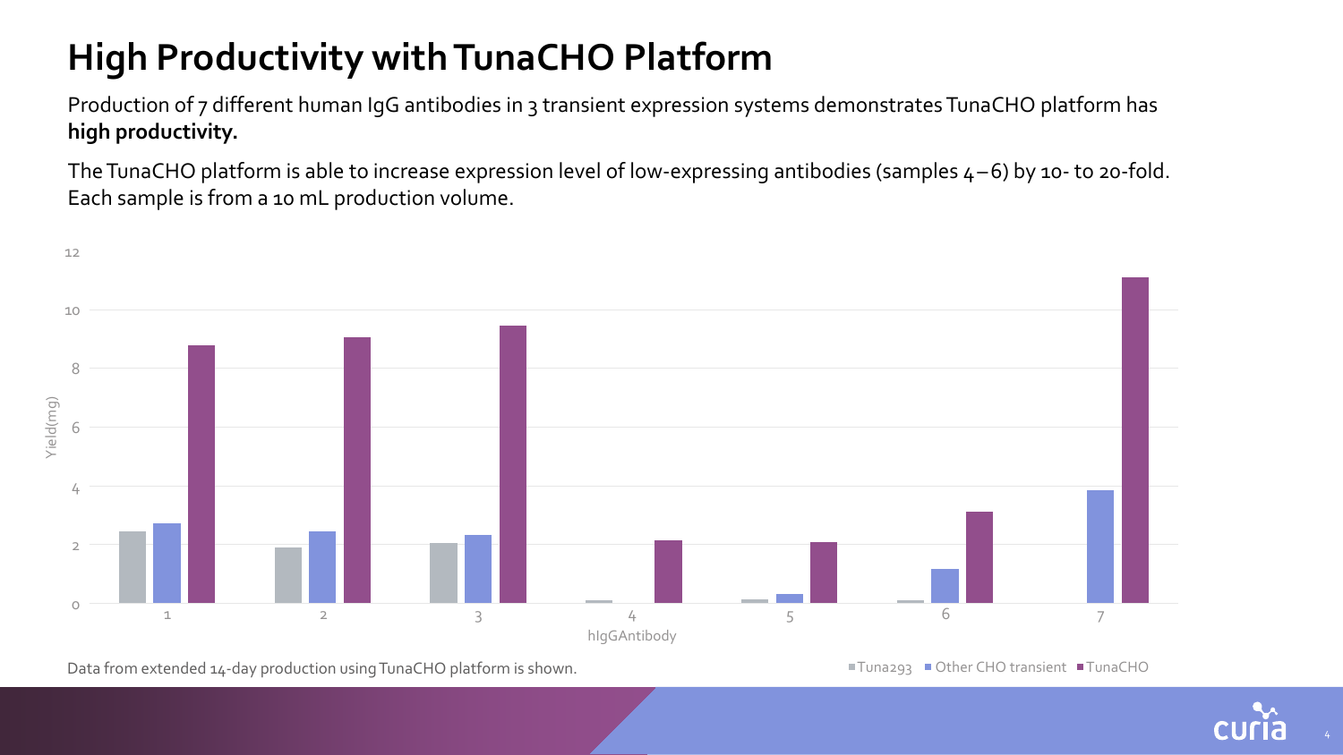# High Productivity with TunaCHO Platform

Production of 7 different human IgG antibodies in 3 transient expression systems demonstrates TunaCHO platform has **high productivity.**

The TunaCHO platform is able to increase expression level of low-expressing antibodies (samples 4 – 6) by 10- to 20-fold. Each sample is from a 10 mL production volume.

Data from extended 14-day production using TunaCHO platform is shown.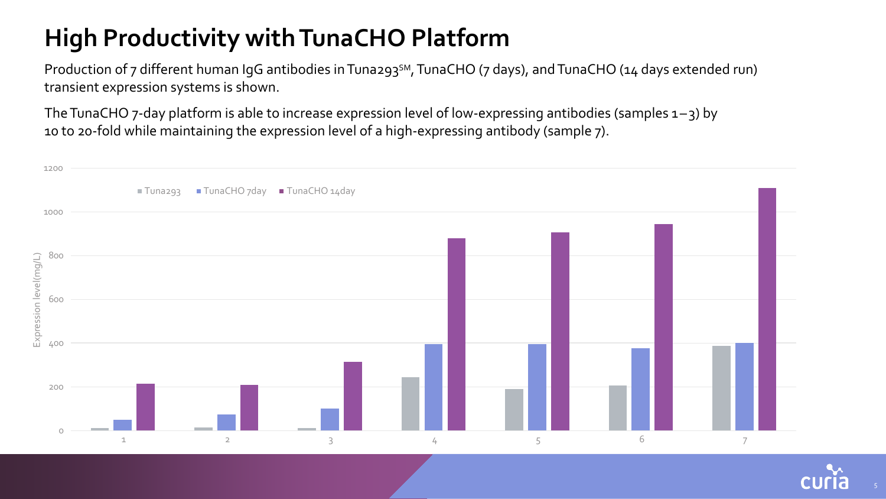# High Productivity with TunaCHO Platform

Production of 7 different human IgG antibodies in Tuna293[SM], TunaCHO (7 days), and TunaCHO (14 days extended run) transient expression systems is shown.

The TunaCHO 7-day platform is able to increase expression level of low-expressing antibodies (samples 1–3) by 10 to 20-fold while maintaining the expression level of a high-expressing antibody (sample 7).

■ Tuna293 ■ TunaCHO 7day ■ TunaCHO 14day

Expression level (mg/L)

1200
1000
800
600
400
200
0

1 2 3 4 5 6 7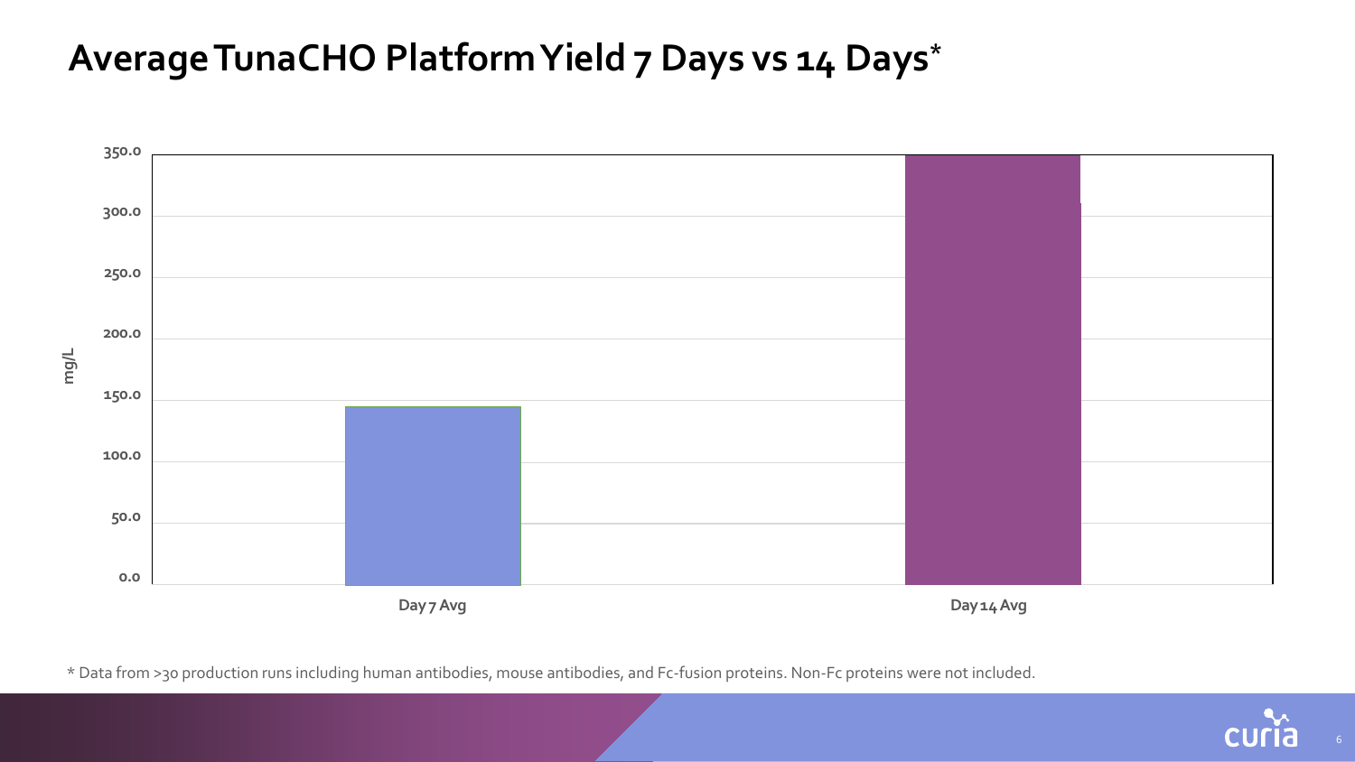# Average TunaCHO Platform Yield 7 Days vs 14 Days*

mg/L

350.0
300.0
250.0
200.0
150.0
100.0
50.0
0.0

Day 7 Avg

Day 14 Avg

* Data from >30 production runs including human antibodies, mouse antibodies, and Fc-fusion proteins. Non-Fc proteins were not included.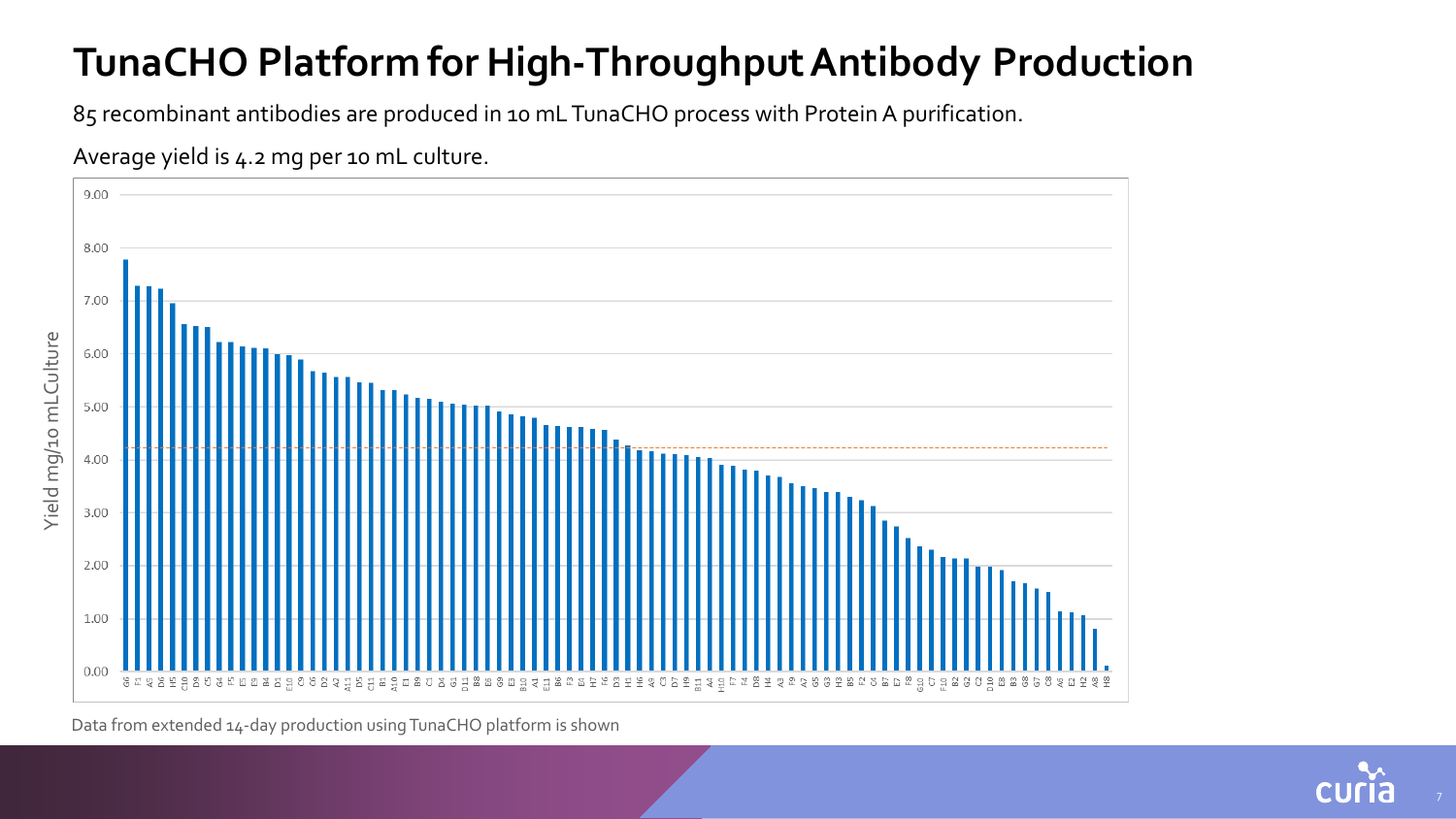# TunaCHO Platform for High-Throughput Antibody Production

85 recombinant antibodies are produced in 10 mL TunaCHO process with Protein A purification.

Average yield is 4.2 mg per 10 mL culture.

Data from extended 14-day production using TunaCHO platform is shown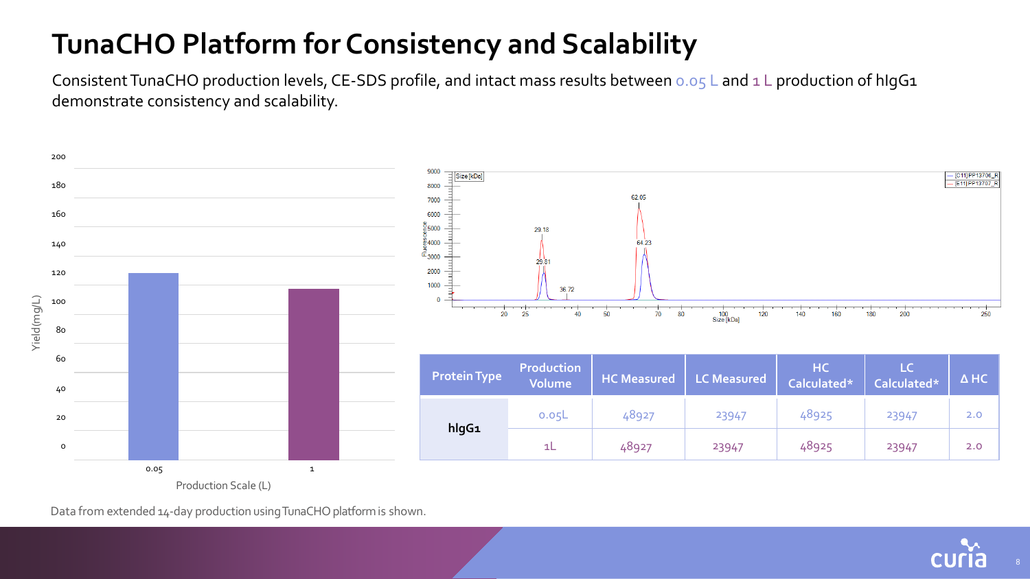# TunaCHO Platform for Consistency and Scalability

Consistent TunaCHO production levels, CE-SDS profile, and intact mass results between 0.05 L and 1 L production of hIgG1 demonstrate consistency and scalability.

| Protein Type | Production Volume | HC Measured | LC Measured | HC Calculated* | LC Calculated* | Δ HC |
|---|---|---|---|---|---|---|
| hIgG1 | 0.05L | 48927 | 23947 | 48925 | 23947 | 2.0 |
| | 1L | 48927 | 23947 | 48925 | 23947 | 2.0 |

Data from extended 14-day production using TunaCHO platform is shown.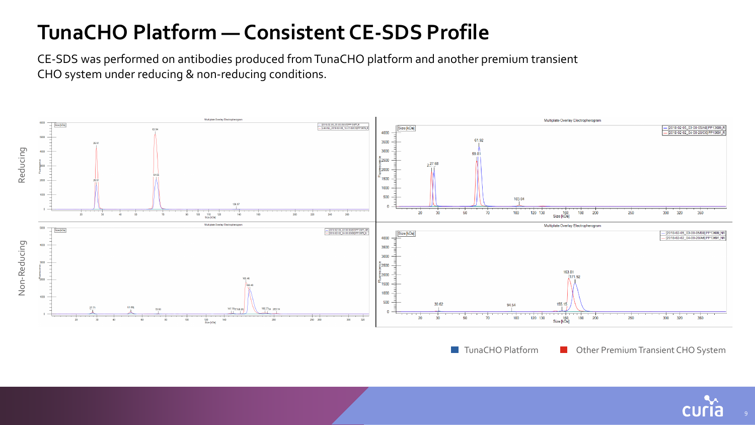# TunaCHO Platform — Consistent CE-SDS Profile

CE-SDS was performed on antibodies produced from TunaCHO platform and another premium transient CHO system under reducing & non-reducing conditions.

Reducing

Non-Reducing

TunaCHO Platform

Other Premium Transient CHO System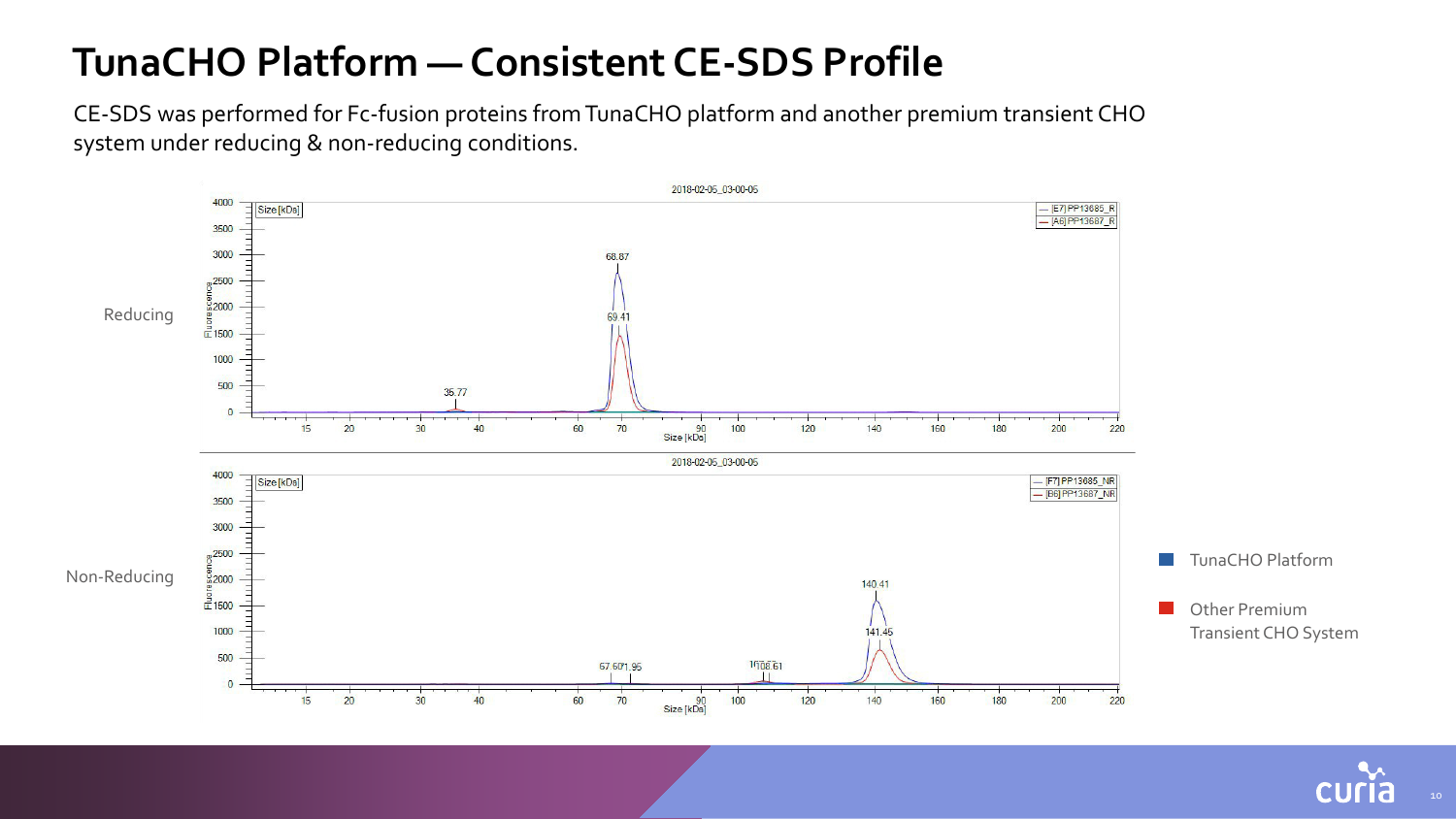# TunaCHO Platform — Consistent CE-SDS Profile

CE-SDS was performed for Fc-fusion proteins from TunaCHO platform and another premium transient CHO system under reducing & non-reducing conditions.

Reducing

Non-Reducing

TunaCHO Platform

Other Premium Transient CHO System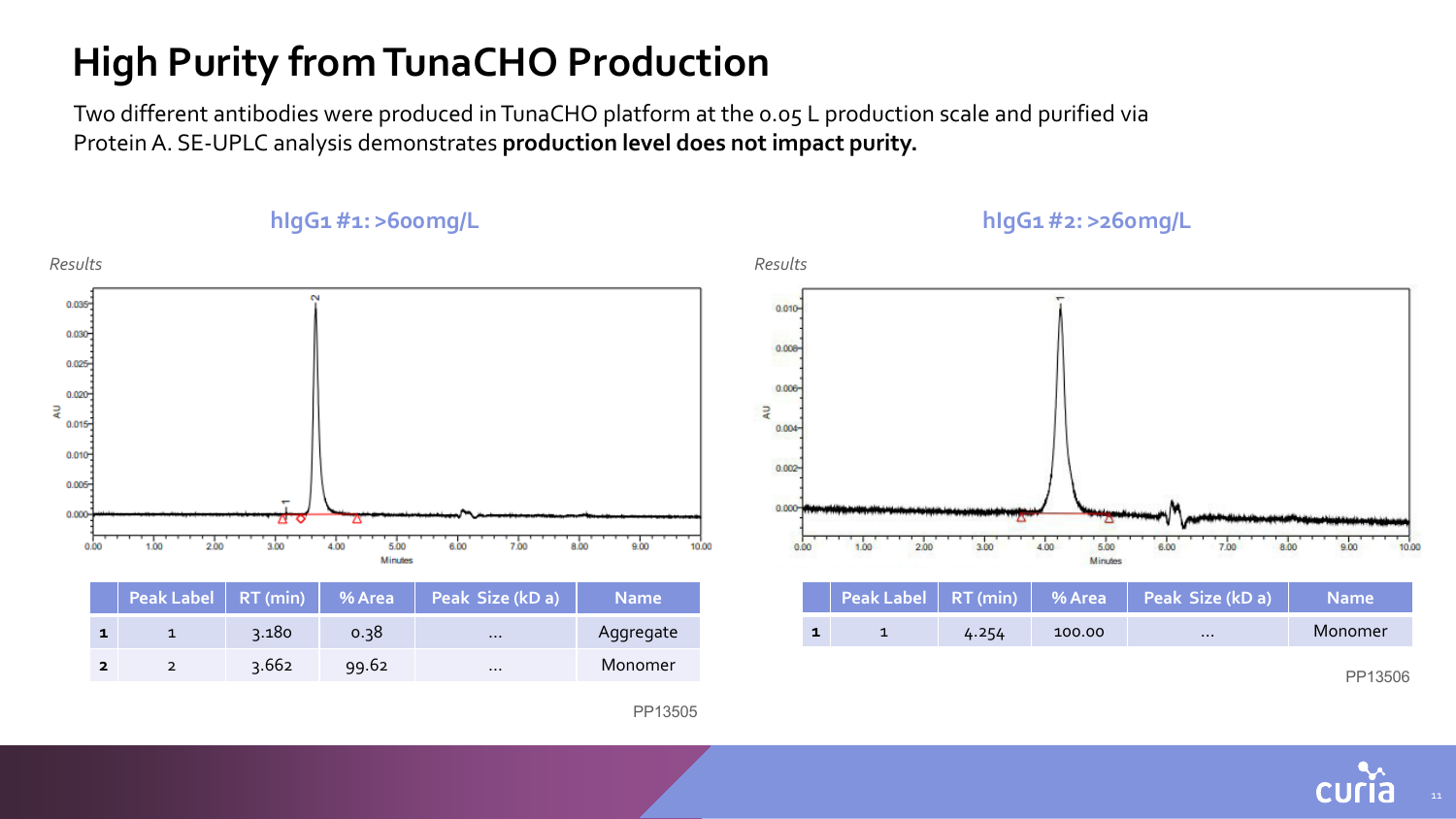# High Purity from TunaCHO Production

Two different antibodies were produced in TunaCHO platform at the 0.05 L production scale and purified via Protein A. SE-UPLC analysis demonstrates **production level does not impact purity.**

## hIgG1 #1: >600mg/L

*Results*

| | Peak Label | RT (min) | % Area | Peak Size (kD a) | Name |
|---|---|---|---|---|---|
| **1** | 1 | 3.180 | 0.38 | ... | Aggregate |
| **2** | 2 | 3.662 | 99.62 | ... | Monomer |

PP13505

## hIgG1 #2: >260mg/L

*Results*

| | Peak Label | RT (min) | % Area | Peak Size (kD a) | Name |
|---|---|---|---|---|---|
| **1** | 1 | 4.254 | 100.00 | ... | Monomer |

PP13506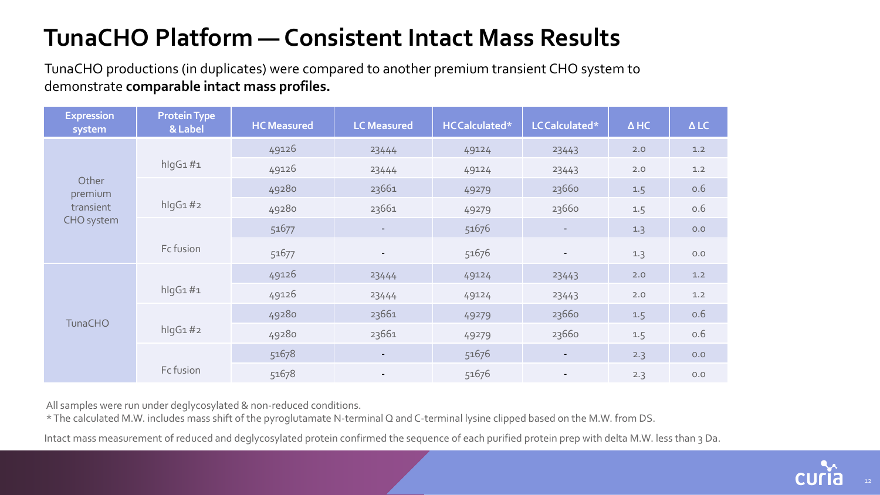# TunaCHO Platform — Consistent Intact Mass Results

TunaCHO productions (in duplicates) were compared to another premium transient CHO system to demonstrate **comparable intact mass profiles.**

| Expression system | Protein Type & Label | HC Measured | LC Measured | HC Calculated* | LC Calculated* | Δ HC | Δ LC |
|---|---|---|---|---|---|---|---|
| Other premium transient CHO system | hIgG1 #1 | 49126 | 23444 | 49124 | 23443 | 2.0 | 1.2 |
| | | 49126 | 23444 | 49124 | 23443 | 2.0 | 1.2 |
| | hIgG1 #2 | 49280 | 23661 | 49279 | 23660 | 1.5 | 0.6 |
| | | 49280 | 23661 | 49279 | 23660 | 1.5 | 0.6 |
| | Fc fusion | 51677 | - | 51676 | - | 1.3 | 0.0 |
| | | 51677 | - | 51676 | - | 1.3 | 0.0 |
| TunaCHO | hIgG1 #1 | 49126 | 23444 | 49124 | 23443 | 2.0 | 1.2 |
| | | 49126 | 23444 | 49124 | 23443 | 2.0 | 1.2 |
| | hIgG1 #2 | 49280 | 23661 | 49279 | 23660 | 1.5 | 0.6 |
| | | 49280 | 23661 | 49279 | 23660 | 1.5 | 0.6 |
| | Fc fusion | 51678 | - | 51676 | - | 2.3 | 0.0 |
| | | 51678 | - | 51676 | - | 2.3 | 0.0 |

All samples were run under deglycosylated & non-reduced conditions.

* The calculated M.W. includes mass shift of the pyroglutamate N-terminal Q and C-terminal lysine clipped based on the M.W. from DS.

Intact mass measurement of reduced and deglycosylated protein confirmed the sequence of each purified protein prep with delta M.W. less than 3 Da.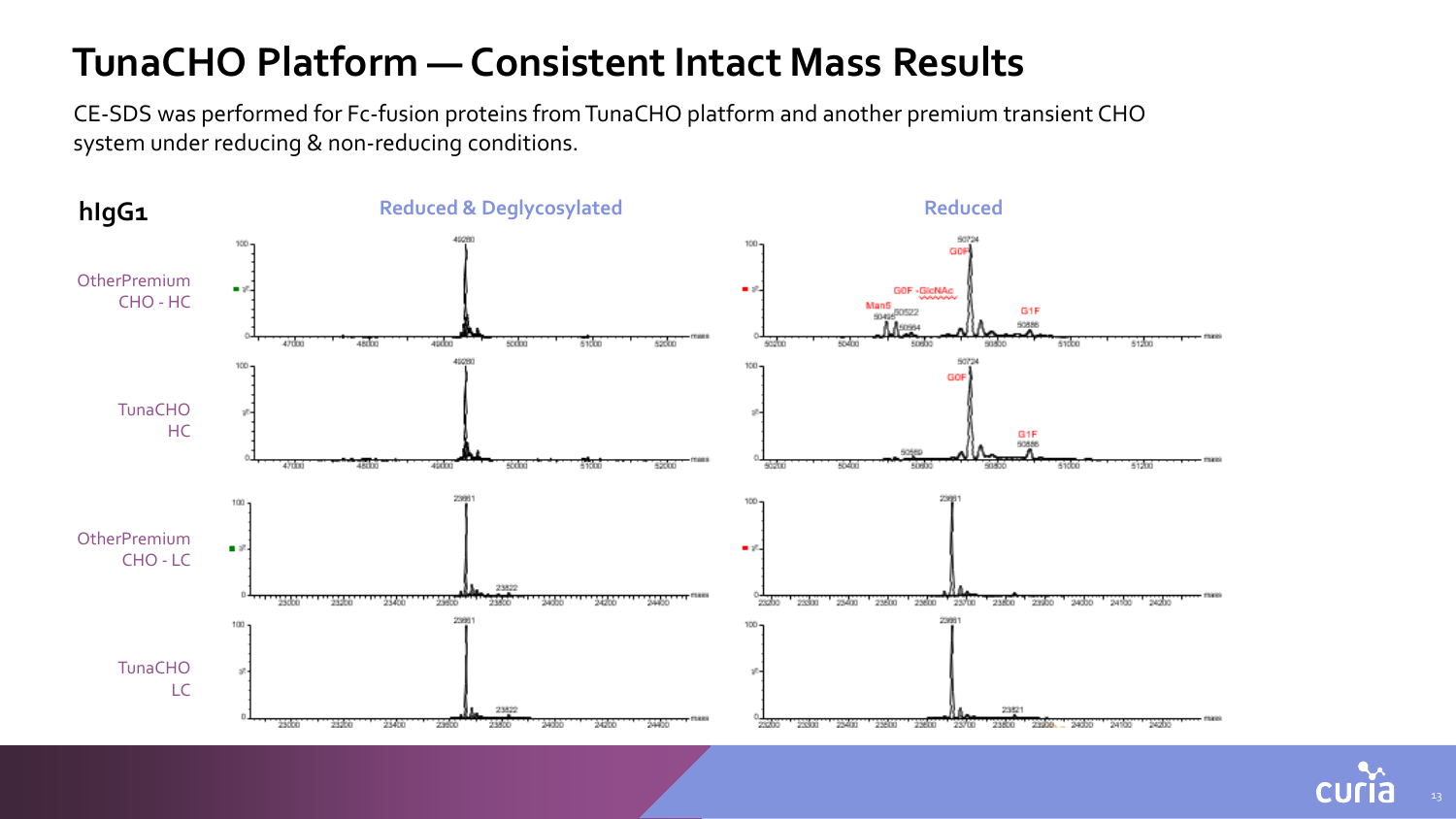# TunaCHO Platform — Consistent Intact Mass Results

CE-SDS was performed for Fc-fusion proteins from TunaCHO platform and another premium transient CHO system under reducing & non-reducing conditions.

**hIgG1**

| | Reduced & Deglycosylated | Reduced |
|---|---|---|
| OtherPremium CHO - HC | 49280 | 50724 (G0F); 50522 (G0F -GlcNAc); 50416 (Man5); 50564; 50886 (G1F) |
| TunaCHO HC | 49280 | 50724 (G0F); 50589; 50886 (G1F) |
| OtherPremium CHO - LC | 23661; 23822 | 23661 |
| TunaCHO LC | 23661; 23822 | 23661; 23821 |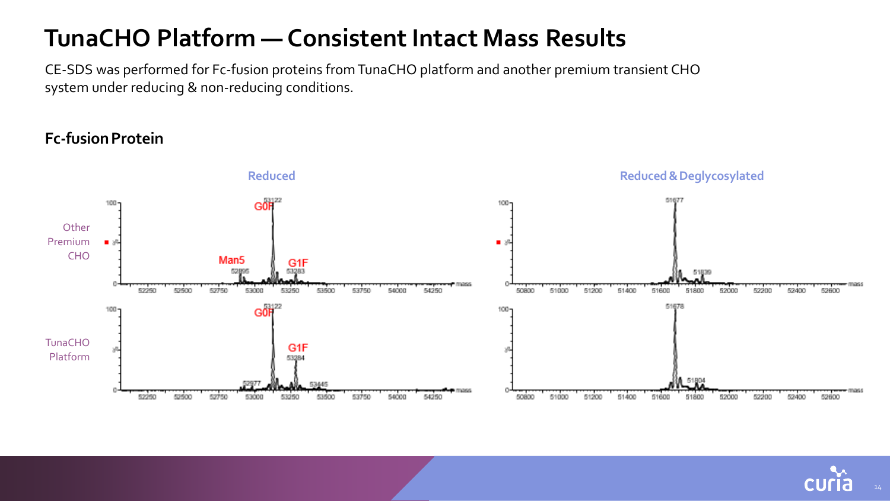# TunaCHO Platform — Consistent Intact Mass Results

CE-SDS was performed for Fc-fusion proteins from TunaCHO platform and another premium transient CHO system under reducing & non-reducing conditions.

## Fc-fusion Protein

| | Reduced | Reduced & Deglycosylated |
|---|---|---|
| Other Premium CHO | G0F 53122; Man5 52895; G1F 53283 | 51677; 51839 |
| TunaCHO Platform | G0F 53122; G1F 53284; 52977; 53445 | 51678; 51804 |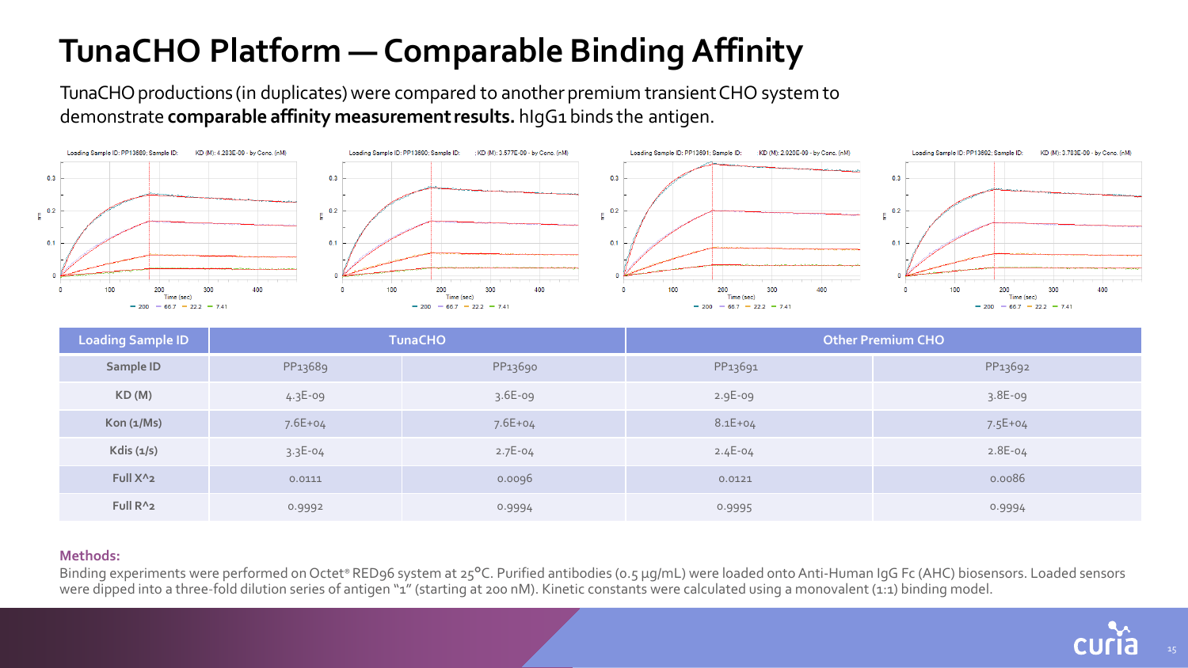# TunaCHO Platform — Comparable Binding Affinity

TunaCHO productions (in duplicates) were compared to another premium transient CHO system to demonstrate **comparable affinity measurement results.** hIgG1 binds the antigen.

| Loading Sample ID | TunaCHO | | Other Premium CHO | |
|---|---|---|---|---|
| Sample ID | PP13689 | PP13690 | PP13691 | PP13692 |
| KD (M) | 4.3E-09 | 3.6E-09 | 2.9E-09 | 3.8E-09 |
| Kon (1/Ms) | 7.6E+04 | 7.6E+04 | 8.1E+04 | 7.5E+04 |
| Kdis (1/s) | 3.3E-04 | 2.7E-04 | 2.4E-04 | 2.8E-04 |
| Full X^2 | 0.0111 | 0.0096 | 0.0121 | 0.0086 |
| Full R^2 | 0.9992 | 0.9994 | 0.9995 | 0.9994 |

**Methods:**

Binding experiments were performed on Octet® RED96 system at 25°C. Purified antibodies (0.5 µg/mL) were loaded onto Anti-Human IgG Fc (AHC) biosensors. Loaded sensors were dipped into a three-fold dilution series of antigen "1" (starting at 200 nM). Kinetic constants were calculated using a monovalent (1:1) binding model.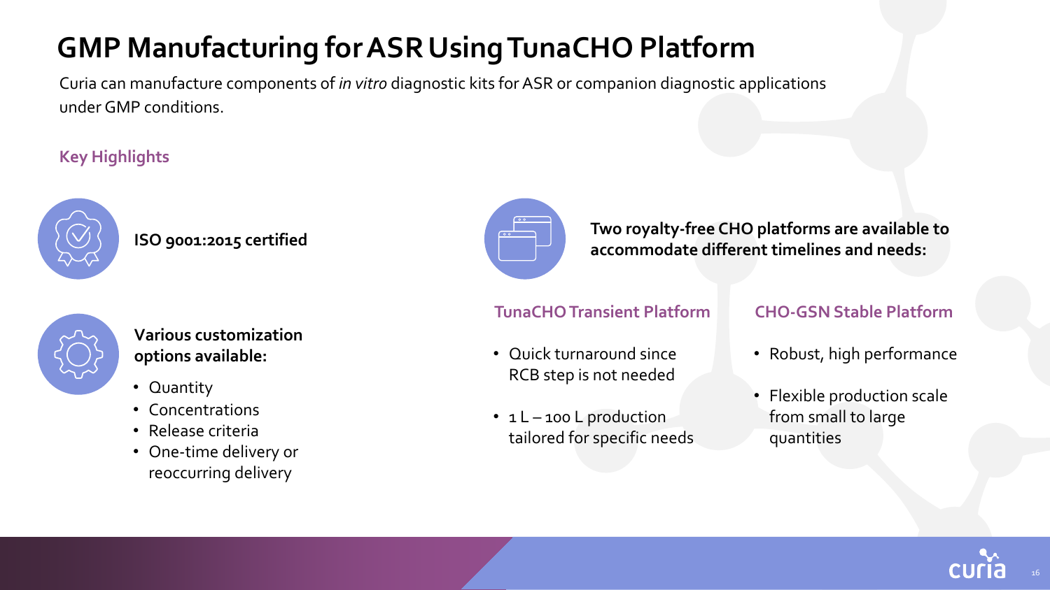# GMP Manufacturing for ASR Using TunaCHO Platform

Curia can manufacture components of *in vitro* diagnostic kits for ASR or companion diagnostic applications under GMP conditions.

## Key Highlights

**ISO 9001:2015 certified**

**Various customization options available:**

- Quantity
- Concentrations
- Release criteria
- One-time delivery or reoccurring delivery

**Two royalty-free CHO platforms are available to accommodate different timelines and needs:**

### TunaCHO Transient Platform

- Quick turnaround since RCB step is not needed
- 1 L – 100 L production tailored for specific needs

### CHO-GSN Stable Platform

- Robust, high performance
- Flexible production scale from small to large quantities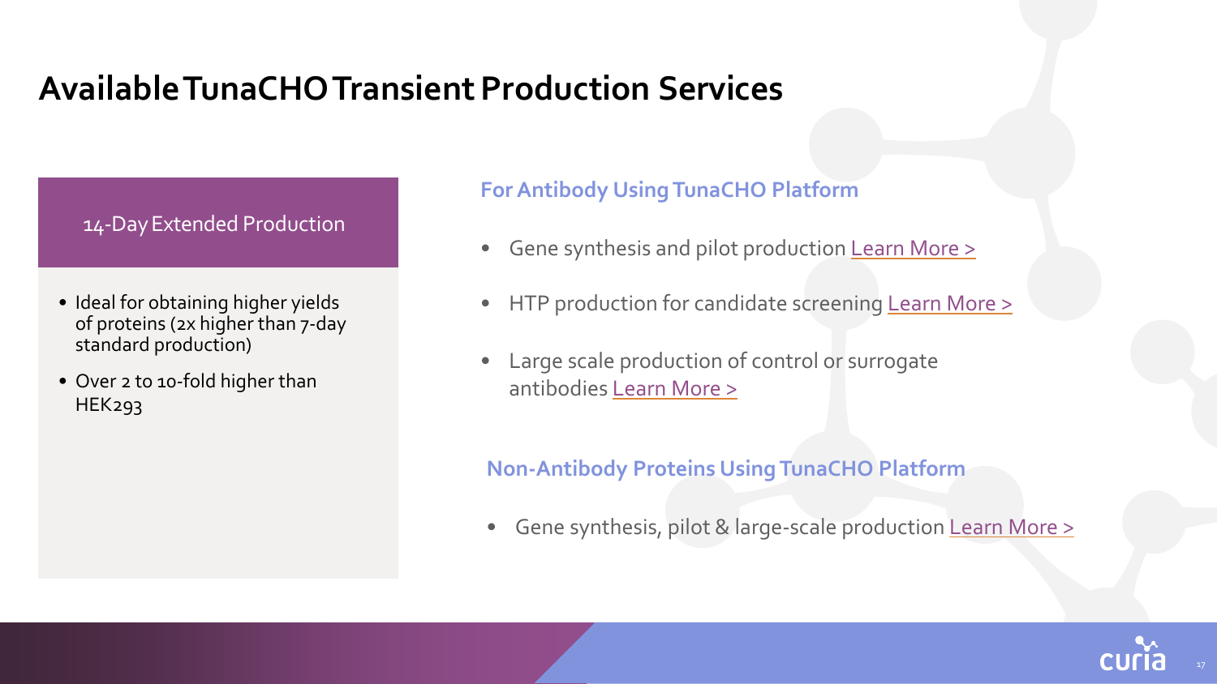# Available TunaCHO Transient Production Services

## 14-Day Extended Production

- Ideal for obtaining higher yields of proteins (2x higher than 7-day standard production)
- Over 2 to 10-fold higher than HEK293

### For Antibody Using TunaCHO Platform

- Gene synthesis and pilot production Learn More >
- HTP production for candidate screening Learn More >
- Large scale production of control or surrogate antibodies Learn More >

### Non-Antibody Proteins Using TunaCHO Platform

- Gene synthesis, pilot & large-scale production Learn More >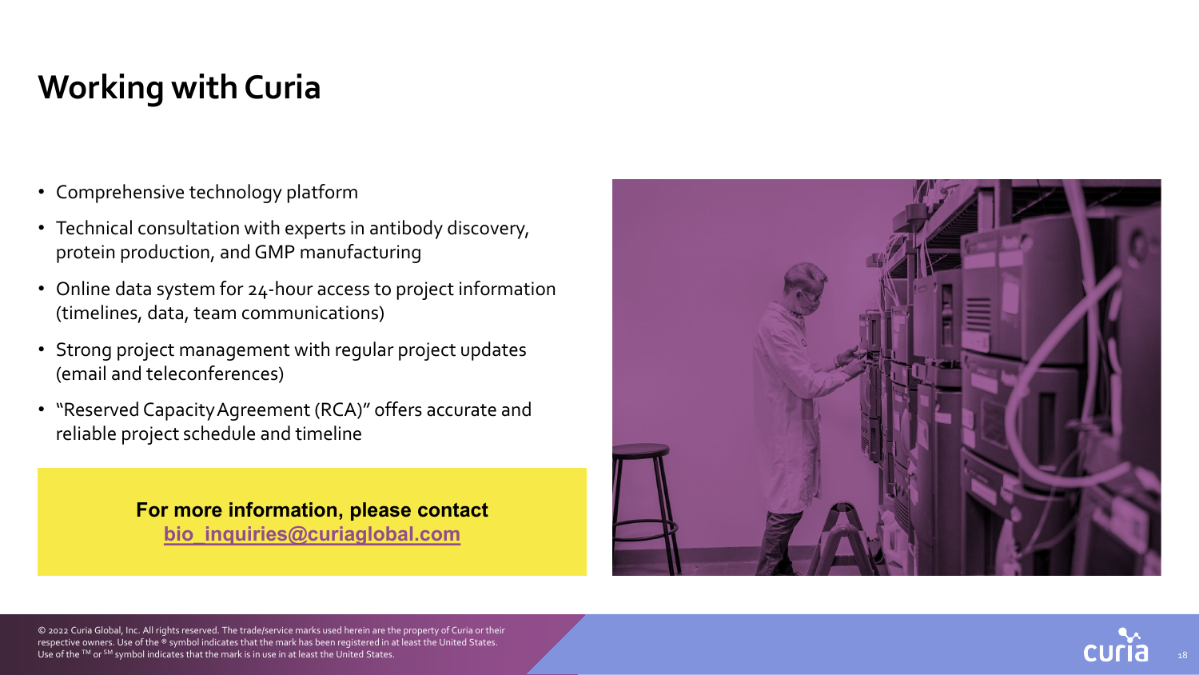# Working with Curia

- Comprehensive technology platform
- Technical consultation with experts in antibody discovery, protein production, and GMP manufacturing
- Online data system for 24-hour access to project information (timelines, data, team communications)
- Strong project management with regular project updates (email and teleconferences)
- "Reserved Capacity Agreement (RCA)" offers accurate and reliable project schedule and timeline

**For more information, please contact**
**bio_inquiries@curiaglobal.com**

© 2022 Curia Global, Inc. All rights reserved. The trade/service marks used herein are the property of Curia or their respective owners. Use of the ® symbol indicates that the mark has been registered in at least the United States. Use of the TM or SM symbol indicates that the mark is in use in at least the United States.